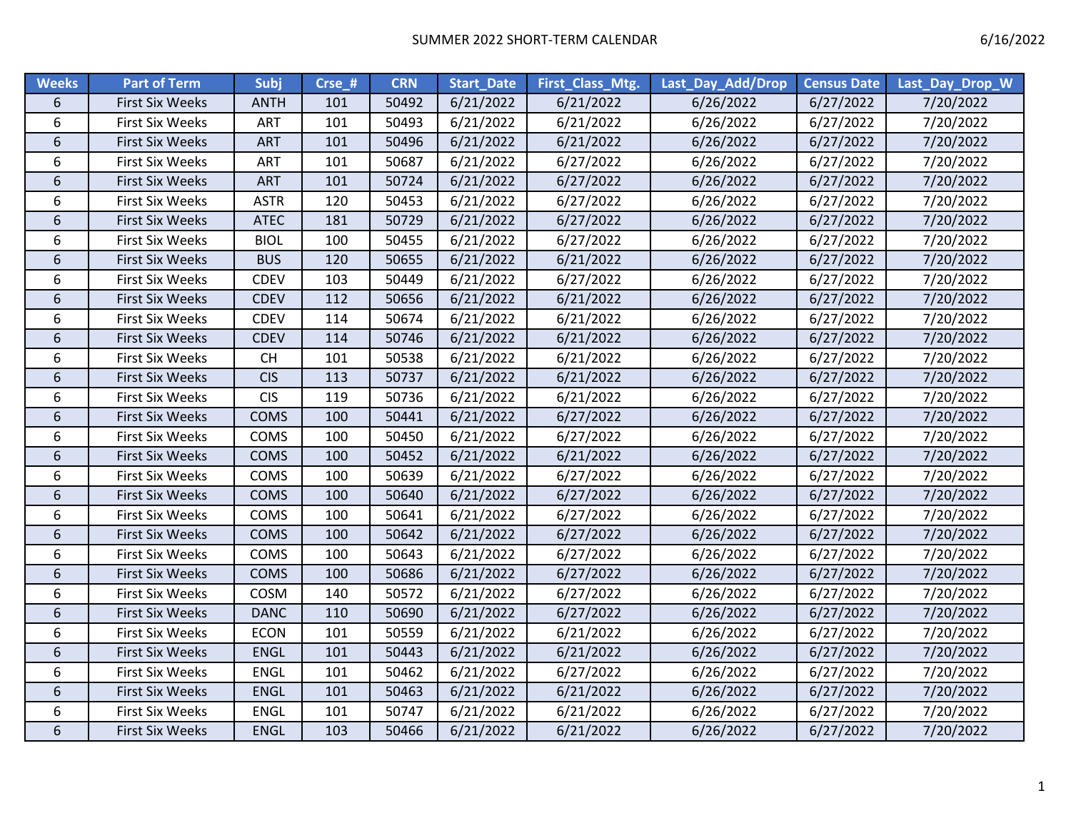# SUMMER 2022 SHORT-TERM CALENDAR

6/16/2022

| Weeks | Part of Term | Subj | Crse_# | CRN | Start_Date | First_Class_Mtg. | Last_Day_Add/Drop | Census Date | Last_Day_Drop_W |
|---|---|---|---|---|---|---|---|---|---|
| 6 | First Six Weeks | ANTH | 101 | 50492 | 6/21/2022 | 6/21/2022 | 6/26/2022 | 6/27/2022 | 7/20/2022 |
| 6 | First Six Weeks | ART | 101 | 50493 | 6/21/2022 | 6/21/2022 | 6/26/2022 | 6/27/2022 | 7/20/2022 |
| 6 | First Six Weeks | ART | 101 | 50496 | 6/21/2022 | 6/21/2022 | 6/26/2022 | 6/27/2022 | 7/20/2022 |
| 6 | First Six Weeks | ART | 101 | 50687 | 6/21/2022 | 6/27/2022 | 6/26/2022 | 6/27/2022 | 7/20/2022 |
| 6 | First Six Weeks | ART | 101 | 50724 | 6/21/2022 | 6/27/2022 | 6/26/2022 | 6/27/2022 | 7/20/2022 |
| 6 | First Six Weeks | ASTR | 120 | 50453 | 6/21/2022 | 6/27/2022 | 6/26/2022 | 6/27/2022 | 7/20/2022 |
| 6 | First Six Weeks | ATEC | 181 | 50729 | 6/21/2022 | 6/27/2022 | 6/26/2022 | 6/27/2022 | 7/20/2022 |
| 6 | First Six Weeks | BIOL | 100 | 50455 | 6/21/2022 | 6/27/2022 | 6/26/2022 | 6/27/2022 | 7/20/2022 |
| 6 | First Six Weeks | BUS | 120 | 50655 | 6/21/2022 | 6/21/2022 | 6/26/2022 | 6/27/2022 | 7/20/2022 |
| 6 | First Six Weeks | CDEV | 103 | 50449 | 6/21/2022 | 6/27/2022 | 6/26/2022 | 6/27/2022 | 7/20/2022 |
| 6 | First Six Weeks | CDEV | 112 | 50656 | 6/21/2022 | 6/21/2022 | 6/26/2022 | 6/27/2022 | 7/20/2022 |
| 6 | First Six Weeks | CDEV | 114 | 50674 | 6/21/2022 | 6/21/2022 | 6/26/2022 | 6/27/2022 | 7/20/2022 |
| 6 | First Six Weeks | CDEV | 114 | 50746 | 6/21/2022 | 6/21/2022 | 6/26/2022 | 6/27/2022 | 7/20/2022 |
| 6 | First Six Weeks | CH | 101 | 50538 | 6/21/2022 | 6/21/2022 | 6/26/2022 | 6/27/2022 | 7/20/2022 |
| 6 | First Six Weeks | CIS | 113 | 50737 | 6/21/2022 | 6/21/2022 | 6/26/2022 | 6/27/2022 | 7/20/2022 |
| 6 | First Six Weeks | CIS | 119 | 50736 | 6/21/2022 | 6/21/2022 | 6/26/2022 | 6/27/2022 | 7/20/2022 |
| 6 | First Six Weeks | COMS | 100 | 50441 | 6/21/2022 | 6/27/2022 | 6/26/2022 | 6/27/2022 | 7/20/2022 |
| 6 | First Six Weeks | COMS | 100 | 50450 | 6/21/2022 | 6/27/2022 | 6/26/2022 | 6/27/2022 | 7/20/2022 |
| 6 | First Six Weeks | COMS | 100 | 50452 | 6/21/2022 | 6/21/2022 | 6/26/2022 | 6/27/2022 | 7/20/2022 |
| 6 | First Six Weeks | COMS | 100 | 50639 | 6/21/2022 | 6/27/2022 | 6/26/2022 | 6/27/2022 | 7/20/2022 |
| 6 | First Six Weeks | COMS | 100 | 50640 | 6/21/2022 | 6/27/2022 | 6/26/2022 | 6/27/2022 | 7/20/2022 |
| 6 | First Six Weeks | COMS | 100 | 50641 | 6/21/2022 | 6/27/2022 | 6/26/2022 | 6/27/2022 | 7/20/2022 |
| 6 | First Six Weeks | COMS | 100 | 50642 | 6/21/2022 | 6/27/2022 | 6/26/2022 | 6/27/2022 | 7/20/2022 |
| 6 | First Six Weeks | COMS | 100 | 50643 | 6/21/2022 | 6/27/2022 | 6/26/2022 | 6/27/2022 | 7/20/2022 |
| 6 | First Six Weeks | COMS | 100 | 50686 | 6/21/2022 | 6/27/2022 | 6/26/2022 | 6/27/2022 | 7/20/2022 |
| 6 | First Six Weeks | COSM | 140 | 50572 | 6/21/2022 | 6/27/2022 | 6/26/2022 | 6/27/2022 | 7/20/2022 |
| 6 | First Six Weeks | DANC | 110 | 50690 | 6/21/2022 | 6/27/2022 | 6/26/2022 | 6/27/2022 | 7/20/2022 |
| 6 | First Six Weeks | ECON | 101 | 50559 | 6/21/2022 | 6/21/2022 | 6/26/2022 | 6/27/2022 | 7/20/2022 |
| 6 | First Six Weeks | ENGL | 101 | 50443 | 6/21/2022 | 6/21/2022 | 6/26/2022 | 6/27/2022 | 7/20/2022 |
| 6 | First Six Weeks | ENGL | 101 | 50462 | 6/21/2022 | 6/27/2022 | 6/26/2022 | 6/27/2022 | 7/20/2022 |
| 6 | First Six Weeks | ENGL | 101 | 50463 | 6/21/2022 | 6/21/2022 | 6/26/2022 | 6/27/2022 | 7/20/2022 |
| 6 | First Six Weeks | ENGL | 101 | 50747 | 6/21/2022 | 6/21/2022 | 6/26/2022 | 6/27/2022 | 7/20/2022 |
| 6 | First Six Weeks | ENGL | 103 | 50466 | 6/21/2022 | 6/21/2022 | 6/26/2022 | 6/27/2022 | 7/20/2022 |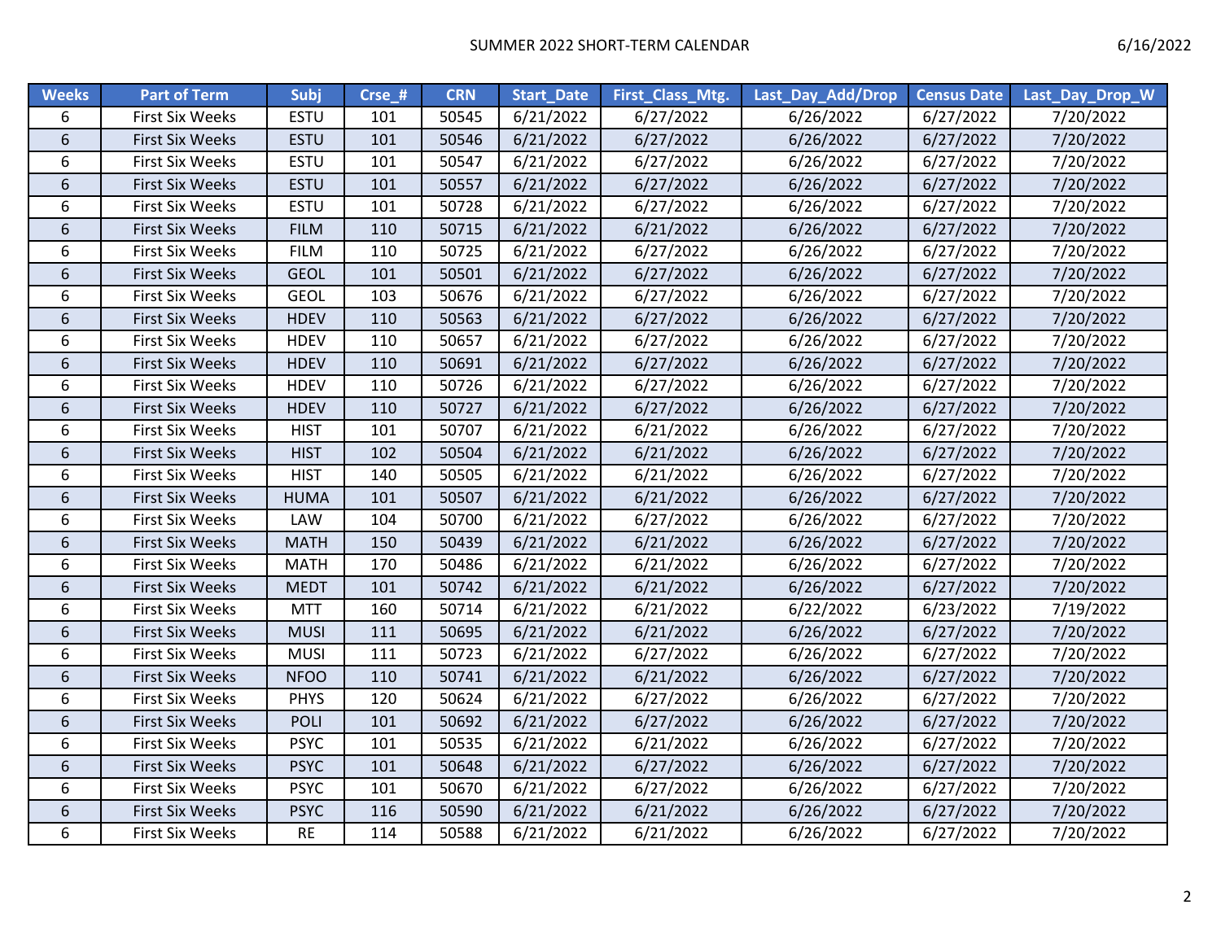SUMMER 2022 SHORT-TERM CALENDAR

6/16/2022

| Weeks | Part of Term | Subj | Crse_# | CRN | Start_Date | First_Class_Mtg. | Last_Day_Add/Drop | Census Date | Last_Day_Drop_W |
|---|---|---|---|---|---|---|---|---|---|
| 6 | First Six Weeks | ESTU | 101 | 50545 | 6/21/2022 | 6/27/2022 | 6/26/2022 | 6/27/2022 | 7/20/2022 |
| 6 | First Six Weeks | ESTU | 101 | 50546 | 6/21/2022 | 6/27/2022 | 6/26/2022 | 6/27/2022 | 7/20/2022 |
| 6 | First Six Weeks | ESTU | 101 | 50547 | 6/21/2022 | 6/27/2022 | 6/26/2022 | 6/27/2022 | 7/20/2022 |
| 6 | First Six Weeks | ESTU | 101 | 50557 | 6/21/2022 | 6/27/2022 | 6/26/2022 | 6/27/2022 | 7/20/2022 |
| 6 | First Six Weeks | ESTU | 101 | 50728 | 6/21/2022 | 6/27/2022 | 6/26/2022 | 6/27/2022 | 7/20/2022 |
| 6 | First Six Weeks | FILM | 110 | 50715 | 6/21/2022 | 6/21/2022 | 6/26/2022 | 6/27/2022 | 7/20/2022 |
| 6 | First Six Weeks | FILM | 110 | 50725 | 6/21/2022 | 6/27/2022 | 6/26/2022 | 6/27/2022 | 7/20/2022 |
| 6 | First Six Weeks | GEOL | 101 | 50501 | 6/21/2022 | 6/27/2022 | 6/26/2022 | 6/27/2022 | 7/20/2022 |
| 6 | First Six Weeks | GEOL | 103 | 50676 | 6/21/2022 | 6/27/2022 | 6/26/2022 | 6/27/2022 | 7/20/2022 |
| 6 | First Six Weeks | HDEV | 110 | 50563 | 6/21/2022 | 6/27/2022 | 6/26/2022 | 6/27/2022 | 7/20/2022 |
| 6 | First Six Weeks | HDEV | 110 | 50657 | 6/21/2022 | 6/27/2022 | 6/26/2022 | 6/27/2022 | 7/20/2022 |
| 6 | First Six Weeks | HDEV | 110 | 50691 | 6/21/2022 | 6/27/2022 | 6/26/2022 | 6/27/2022 | 7/20/2022 |
| 6 | First Six Weeks | HDEV | 110 | 50726 | 6/21/2022 | 6/27/2022 | 6/26/2022 | 6/27/2022 | 7/20/2022 |
| 6 | First Six Weeks | HDEV | 110 | 50727 | 6/21/2022 | 6/27/2022 | 6/26/2022 | 6/27/2022 | 7/20/2022 |
| 6 | First Six Weeks | HIST | 101 | 50707 | 6/21/2022 | 6/21/2022 | 6/26/2022 | 6/27/2022 | 7/20/2022 |
| 6 | First Six Weeks | HIST | 102 | 50504 | 6/21/2022 | 6/21/2022 | 6/26/2022 | 6/27/2022 | 7/20/2022 |
| 6 | First Six Weeks | HIST | 140 | 50505 | 6/21/2022 | 6/21/2022 | 6/26/2022 | 6/27/2022 | 7/20/2022 |
| 6 | First Six Weeks | HUMA | 101 | 50507 | 6/21/2022 | 6/21/2022 | 6/26/2022 | 6/27/2022 | 7/20/2022 |
| 6 | First Six Weeks | LAW | 104 | 50700 | 6/21/2022 | 6/27/2022 | 6/26/2022 | 6/27/2022 | 7/20/2022 |
| 6 | First Six Weeks | MATH | 150 | 50439 | 6/21/2022 | 6/21/2022 | 6/26/2022 | 6/27/2022 | 7/20/2022 |
| 6 | First Six Weeks | MATH | 170 | 50486 | 6/21/2022 | 6/21/2022 | 6/26/2022 | 6/27/2022 | 7/20/2022 |
| 6 | First Six Weeks | MEDT | 101 | 50742 | 6/21/2022 | 6/21/2022 | 6/26/2022 | 6/27/2022 | 7/20/2022 |
| 6 | First Six Weeks | MTT | 160 | 50714 | 6/21/2022 | 6/21/2022 | 6/22/2022 | 6/23/2022 | 7/19/2022 |
| 6 | First Six Weeks | MUSI | 111 | 50695 | 6/21/2022 | 6/21/2022 | 6/26/2022 | 6/27/2022 | 7/20/2022 |
| 6 | First Six Weeks | MUSI | 111 | 50723 | 6/21/2022 | 6/27/2022 | 6/26/2022 | 6/27/2022 | 7/20/2022 |
| 6 | First Six Weeks | NFOO | 110 | 50741 | 6/21/2022 | 6/21/2022 | 6/26/2022 | 6/27/2022 | 7/20/2022 |
| 6 | First Six Weeks | PHYS | 120 | 50624 | 6/21/2022 | 6/27/2022 | 6/26/2022 | 6/27/2022 | 7/20/2022 |
| 6 | First Six Weeks | POLI | 101 | 50692 | 6/21/2022 | 6/27/2022 | 6/26/2022 | 6/27/2022 | 7/20/2022 |
| 6 | First Six Weeks | PSYC | 101 | 50535 | 6/21/2022 | 6/21/2022 | 6/26/2022 | 6/27/2022 | 7/20/2022 |
| 6 | First Six Weeks | PSYC | 101 | 50648 | 6/21/2022 | 6/27/2022 | 6/26/2022 | 6/27/2022 | 7/20/2022 |
| 6 | First Six Weeks | PSYC | 101 | 50670 | 6/21/2022 | 6/27/2022 | 6/26/2022 | 6/27/2022 | 7/20/2022 |
| 6 | First Six Weeks | PSYC | 116 | 50590 | 6/21/2022 | 6/21/2022 | 6/26/2022 | 6/27/2022 | 7/20/2022 |
| 6 | First Six Weeks | RE | 114 | 50588 | 6/21/2022 | 6/21/2022 | 6/26/2022 | 6/27/2022 | 7/20/2022 |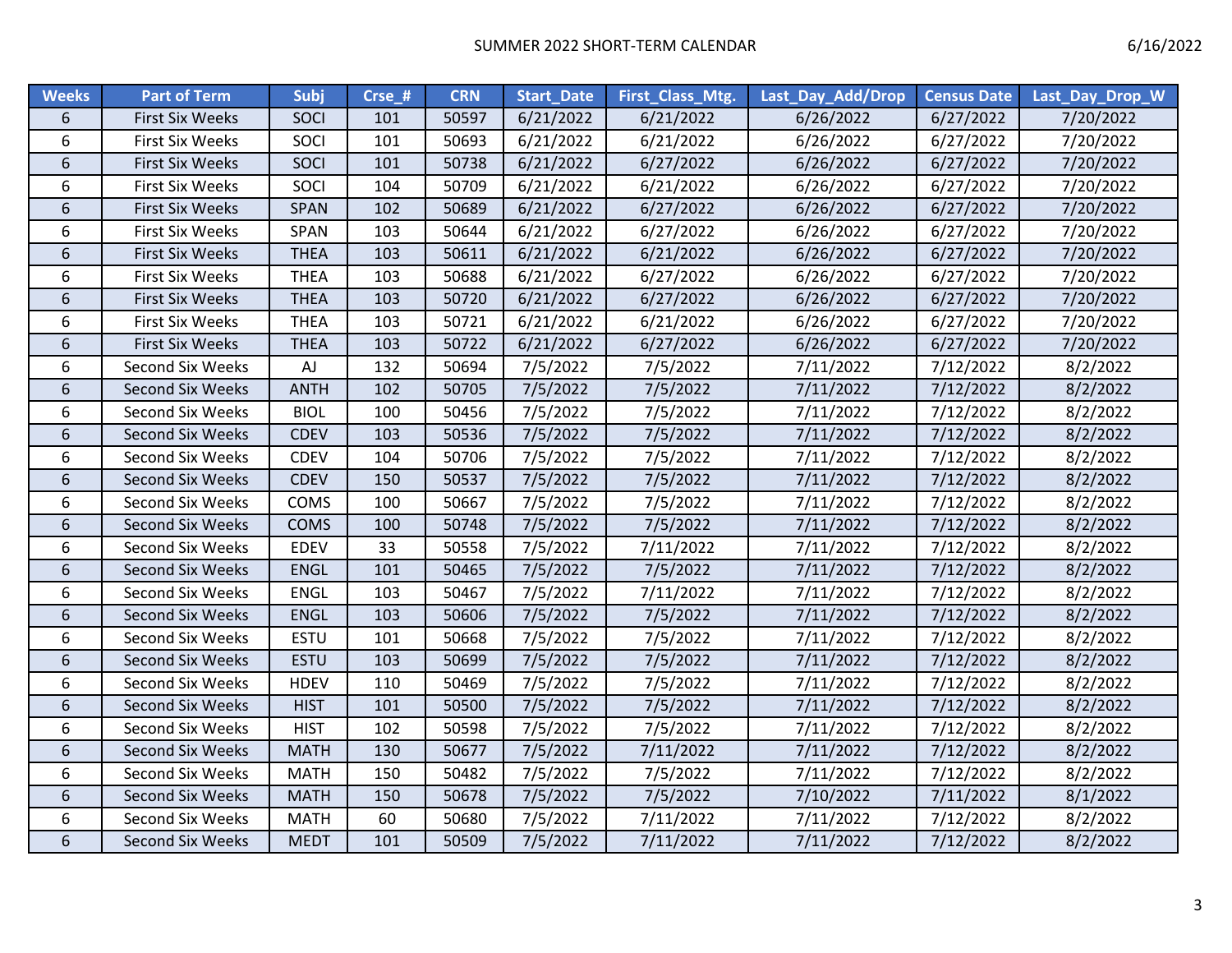SUMMER 2022 SHORT-TERM CALENDAR

6/16/2022

| Weeks | Part of Term | Subj | Crse_# | CRN | Start_Date | First_Class_Mtg. | Last_Day_Add/Drop | Census Date | Last_Day_Drop_W |
|---|---|---|---|---|---|---|---|---|---|
| 6 | First Six Weeks | SOCI | 101 | 50597 | 6/21/2022 | 6/21/2022 | 6/26/2022 | 6/27/2022 | 7/20/2022 |
| 6 | First Six Weeks | SOCI | 101 | 50693 | 6/21/2022 | 6/21/2022 | 6/26/2022 | 6/27/2022 | 7/20/2022 |
| 6 | First Six Weeks | SOCI | 101 | 50738 | 6/21/2022 | 6/27/2022 | 6/26/2022 | 6/27/2022 | 7/20/2022 |
| 6 | First Six Weeks | SOCI | 104 | 50709 | 6/21/2022 | 6/21/2022 | 6/26/2022 | 6/27/2022 | 7/20/2022 |
| 6 | First Six Weeks | SPAN | 102 | 50689 | 6/21/2022 | 6/27/2022 | 6/26/2022 | 6/27/2022 | 7/20/2022 |
| 6 | First Six Weeks | SPAN | 103 | 50644 | 6/21/2022 | 6/27/2022 | 6/26/2022 | 6/27/2022 | 7/20/2022 |
| 6 | First Six Weeks | THEA | 103 | 50611 | 6/21/2022 | 6/21/2022 | 6/26/2022 | 6/27/2022 | 7/20/2022 |
| 6 | First Six Weeks | THEA | 103 | 50688 | 6/21/2022 | 6/27/2022 | 6/26/2022 | 6/27/2022 | 7/20/2022 |
| 6 | First Six Weeks | THEA | 103 | 50720 | 6/21/2022 | 6/27/2022 | 6/26/2022 | 6/27/2022 | 7/20/2022 |
| 6 | First Six Weeks | THEA | 103 | 50721 | 6/21/2022 | 6/21/2022 | 6/26/2022 | 6/27/2022 | 7/20/2022 |
| 6 | First Six Weeks | THEA | 103 | 50722 | 6/21/2022 | 6/27/2022 | 6/26/2022 | 6/27/2022 | 7/20/2022 |
| 6 | Second Six Weeks | AJ | 132 | 50694 | 7/5/2022 | 7/5/2022 | 7/11/2022 | 7/12/2022 | 8/2/2022 |
| 6 | Second Six Weeks | ANTH | 102 | 50705 | 7/5/2022 | 7/5/2022 | 7/11/2022 | 7/12/2022 | 8/2/2022 |
| 6 | Second Six Weeks | BIOL | 100 | 50456 | 7/5/2022 | 7/5/2022 | 7/11/2022 | 7/12/2022 | 8/2/2022 |
| 6 | Second Six Weeks | CDEV | 103 | 50536 | 7/5/2022 | 7/5/2022 | 7/11/2022 | 7/12/2022 | 8/2/2022 |
| 6 | Second Six Weeks | CDEV | 104 | 50706 | 7/5/2022 | 7/5/2022 | 7/11/2022 | 7/12/2022 | 8/2/2022 |
| 6 | Second Six Weeks | CDEV | 150 | 50537 | 7/5/2022 | 7/5/2022 | 7/11/2022 | 7/12/2022 | 8/2/2022 |
| 6 | Second Six Weeks | COMS | 100 | 50667 | 7/5/2022 | 7/5/2022 | 7/11/2022 | 7/12/2022 | 8/2/2022 |
| 6 | Second Six Weeks | COMS | 100 | 50748 | 7/5/2022 | 7/5/2022 | 7/11/2022 | 7/12/2022 | 8/2/2022 |
| 6 | Second Six Weeks | EDEV | 33 | 50558 | 7/5/2022 | 7/11/2022 | 7/11/2022 | 7/12/2022 | 8/2/2022 |
| 6 | Second Six Weeks | ENGL | 101 | 50465 | 7/5/2022 | 7/5/2022 | 7/11/2022 | 7/12/2022 | 8/2/2022 |
| 6 | Second Six Weeks | ENGL | 103 | 50467 | 7/5/2022 | 7/11/2022 | 7/11/2022 | 7/12/2022 | 8/2/2022 |
| 6 | Second Six Weeks | ENGL | 103 | 50606 | 7/5/2022 | 7/5/2022 | 7/11/2022 | 7/12/2022 | 8/2/2022 |
| 6 | Second Six Weeks | ESTU | 101 | 50668 | 7/5/2022 | 7/5/2022 | 7/11/2022 | 7/12/2022 | 8/2/2022 |
| 6 | Second Six Weeks | ESTU | 103 | 50699 | 7/5/2022 | 7/5/2022 | 7/11/2022 | 7/12/2022 | 8/2/2022 |
| 6 | Second Six Weeks | HDEV | 110 | 50469 | 7/5/2022 | 7/5/2022 | 7/11/2022 | 7/12/2022 | 8/2/2022 |
| 6 | Second Six Weeks | HIST | 101 | 50500 | 7/5/2022 | 7/5/2022 | 7/11/2022 | 7/12/2022 | 8/2/2022 |
| 6 | Second Six Weeks | HIST | 102 | 50598 | 7/5/2022 | 7/5/2022 | 7/11/2022 | 7/12/2022 | 8/2/2022 |
| 6 | Second Six Weeks | MATH | 130 | 50677 | 7/5/2022 | 7/11/2022 | 7/11/2022 | 7/12/2022 | 8/2/2022 |
| 6 | Second Six Weeks | MATH | 150 | 50482 | 7/5/2022 | 7/5/2022 | 7/11/2022 | 7/12/2022 | 8/2/2022 |
| 6 | Second Six Weeks | MATH | 150 | 50678 | 7/5/2022 | 7/5/2022 | 7/10/2022 | 7/11/2022 | 8/1/2022 |
| 6 | Second Six Weeks | MATH | 60 | 50680 | 7/5/2022 | 7/11/2022 | 7/11/2022 | 7/12/2022 | 8/2/2022 |
| 6 | Second Six Weeks | MEDT | 101 | 50509 | 7/5/2022 | 7/11/2022 | 7/11/2022 | 7/12/2022 | 8/2/2022 |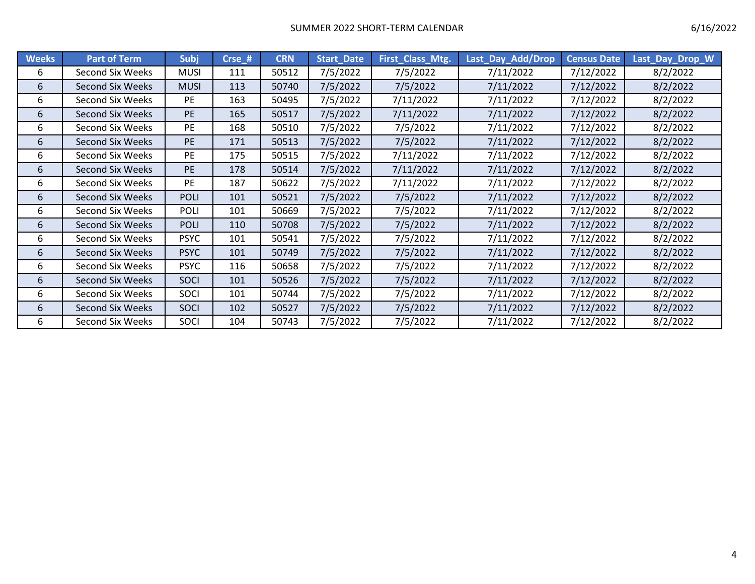| Weeks | Part of Term | Subj | Crse_# | CRN | Start_Date | First_Class_Mtg. | Last_Day_Add/Drop | Census Date | Last_Day_Drop_W |
|---|---|---|---|---|---|---|---|---|---|
| 6 | Second Six Weeks | MUSI | 111 | 50512 | 7/5/2022 | 7/5/2022 | 7/11/2022 | 7/12/2022 | 8/2/2022 |
| 6 | Second Six Weeks | MUSI | 113 | 50740 | 7/5/2022 | 7/5/2022 | 7/11/2022 | 7/12/2022 | 8/2/2022 |
| 6 | Second Six Weeks | PE | 163 | 50495 | 7/5/2022 | 7/11/2022 | 7/11/2022 | 7/12/2022 | 8/2/2022 |
| 6 | Second Six Weeks | PE | 165 | 50517 | 7/5/2022 | 7/11/2022 | 7/11/2022 | 7/12/2022 | 8/2/2022 |
| 6 | Second Six Weeks | PE | 168 | 50510 | 7/5/2022 | 7/5/2022 | 7/11/2022 | 7/12/2022 | 8/2/2022 |
| 6 | Second Six Weeks | PE | 171 | 50513 | 7/5/2022 | 7/5/2022 | 7/11/2022 | 7/12/2022 | 8/2/2022 |
| 6 | Second Six Weeks | PE | 175 | 50515 | 7/5/2022 | 7/11/2022 | 7/11/2022 | 7/12/2022 | 8/2/2022 |
| 6 | Second Six Weeks | PE | 178 | 50514 | 7/5/2022 | 7/11/2022 | 7/11/2022 | 7/12/2022 | 8/2/2022 |
| 6 | Second Six Weeks | PE | 187 | 50622 | 7/5/2022 | 7/11/2022 | 7/11/2022 | 7/12/2022 | 8/2/2022 |
| 6 | Second Six Weeks | POLI | 101 | 50521 | 7/5/2022 | 7/5/2022 | 7/11/2022 | 7/12/2022 | 8/2/2022 |
| 6 | Second Six Weeks | POLI | 101 | 50669 | 7/5/2022 | 7/5/2022 | 7/11/2022 | 7/12/2022 | 8/2/2022 |
| 6 | Second Six Weeks | POLI | 110 | 50708 | 7/5/2022 | 7/5/2022 | 7/11/2022 | 7/12/2022 | 8/2/2022 |
| 6 | Second Six Weeks | PSYC | 101 | 50541 | 7/5/2022 | 7/5/2022 | 7/11/2022 | 7/12/2022 | 8/2/2022 |
| 6 | Second Six Weeks | PSYC | 101 | 50749 | 7/5/2022 | 7/5/2022 | 7/11/2022 | 7/12/2022 | 8/2/2022 |
| 6 | Second Six Weeks | PSYC | 116 | 50658 | 7/5/2022 | 7/5/2022 | 7/11/2022 | 7/12/2022 | 8/2/2022 |
| 6 | Second Six Weeks | SOCI | 101 | 50526 | 7/5/2022 | 7/5/2022 | 7/11/2022 | 7/12/2022 | 8/2/2022 |
| 6 | Second Six Weeks | SOCI | 101 | 50744 | 7/5/2022 | 7/5/2022 | 7/11/2022 | 7/12/2022 | 8/2/2022 |
| 6 | Second Six Weeks | SOCI | 102 | 50527 | 7/5/2022 | 7/5/2022 | 7/11/2022 | 7/12/2022 | 8/2/2022 |
| 6 | Second Six Weeks | SOCI | 104 | 50743 | 7/5/2022 | 7/5/2022 | 7/11/2022 | 7/12/2022 | 8/2/2022 |